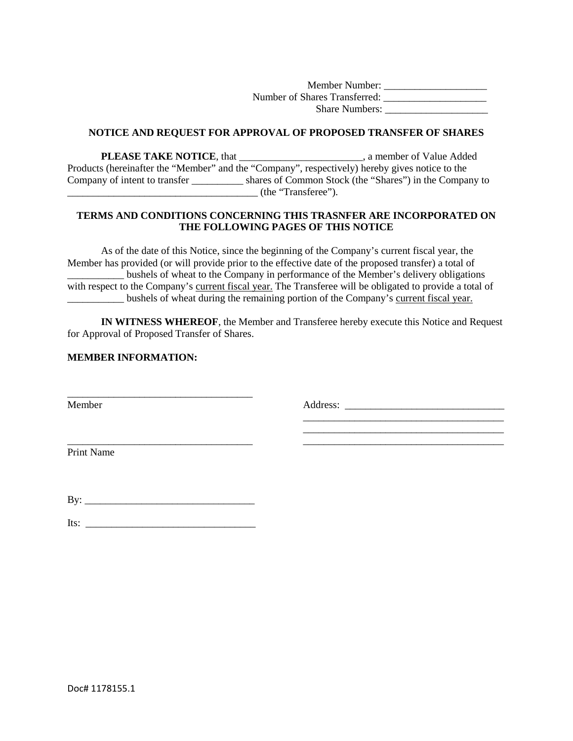Member Number: ____________________
Number of Shares Transferred: ____________________
Share Numbers: ____________________

**NOTICE AND REQUEST FOR APPROVAL OF PROPOSED TRANSFER OF SHARES**

**PLEASE TAKE NOTICE**, that ________________________, a member of Value Added Products (hereinafter the "Member" and the "Company", respectively) hereby gives notice to the Company of intent to transfer __________ shares of Common Stock (the "Shares") in the Company to _____________________________________ (the "Transferee").

**TERMS AND CONDITIONS CONCERNING THIS TRASNFER ARE INCORPORATED ON THE FOLLOWING PAGES OF THIS NOTICE**

As of the date of this Notice, since the beginning of the Company's current fiscal year, the Member has provided (or will provide prior to the effective date of the proposed transfer) a total of ___________ bushels of wheat to the Company in performance of the Member's delivery obligations with respect to the Company's current fiscal year. The Transferee will be obligated to provide a total of ___________ bushels of wheat during the remaining portion of the Company's current fiscal year.

**IN WITNESS WHEREOF**, the Member and Transferee hereby execute this Notice and Request for Approval of Proposed Transfer of Shares.

**MEMBER INFORMATION:**

_____________________________________
Member

_____________________________________
Print Name

Address: _______________________________
________________________________________
________________________________________
________________________________________

By: _________________________________

Its: _________________________________

Doc# 1178155.1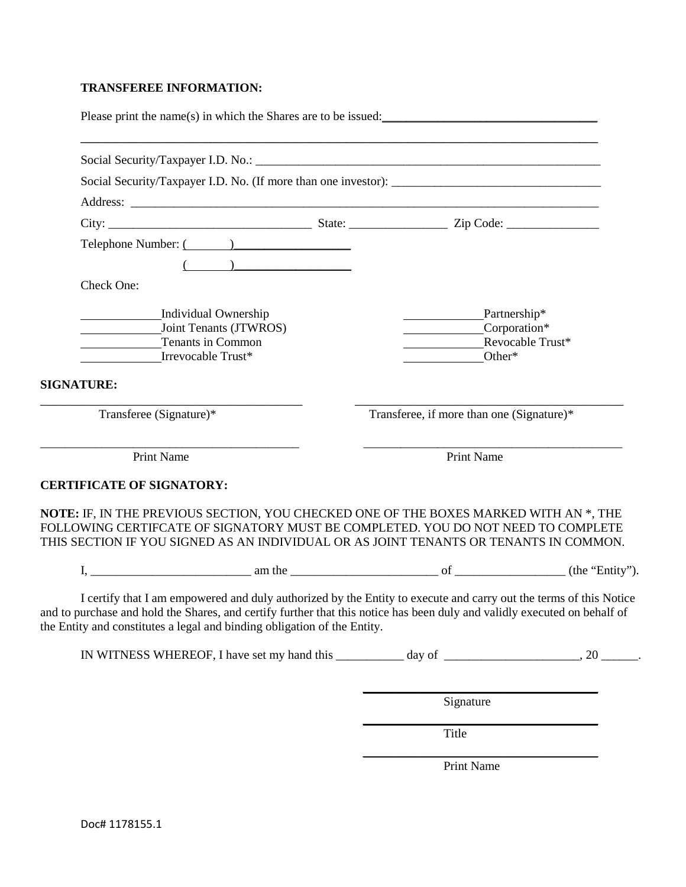**TRANSFEREE INFORMATION:**

Please print the name(s) in which the Shares are to be issued:___________________________________

_____________________________________________________________________________________

Social Security/Taxpayer I.D. No.: ___________________________________________________________

Social Security/Taxpayer I.D. No. (If more than one investor): __________________________________

Address: ______________________________________________________________________________

City: _________________________________ State: ________________ Zip Code: _______________

Telephone Number: (_______)___________________

(_______)___________________

Check One:

| | |
|---|---|
| ____________Individual Ownership | ____________Partnership* |
| ____________Joint Tenants (JTWROS) | ____________Corporation* |
| ____________Tenants in Common | ____________Revocable Trust* |
| ____________Irrevocable Trust* | ____________Other* |

**SIGNATURE:**

| | |
|---|---|
| ___________________________________________ | ___________________________________________ |
| Transferee (Signature)* | Transferee, if more than one (Signature)* |
| ___________________________________________ | ___________________________________________ |
| Print Name | Print Name |

**CERTIFICATE OF SIGNATORY:**

**NOTE:** IF, IN THE PREVIOUS SECTION, YOU CHECKED ONE OF THE BOXES MARKED WITH AN *, THE FOLLOWING CERTIFCATE OF SIGNATORY MUST BE COMPLETED. YOU DO NOT NEED TO COMPLETE THIS SECTION IF YOU SIGNED AS AN INDIVIDUAL OR AS JOINT TENANTS OR TENANTS IN COMMON.

I, __________________________ am the ________________________ of __________________ (the "Entity").

I certify that I am empowered and duly authorized by the Entity to execute and carry out the terms of this Notice and to purchase and hold the Shares, and certify further that this notice has been duly and validly executed on behalf of the Entity and constitutes a legal and binding obligation of the Entity.

IN WITNESS WHEREOF, I have set my hand this ___________ day of ______________________, 20 ______.

___________________________________
Signature

___________________________________
Title

___________________________________
Print Name

Doc# 1178155.1